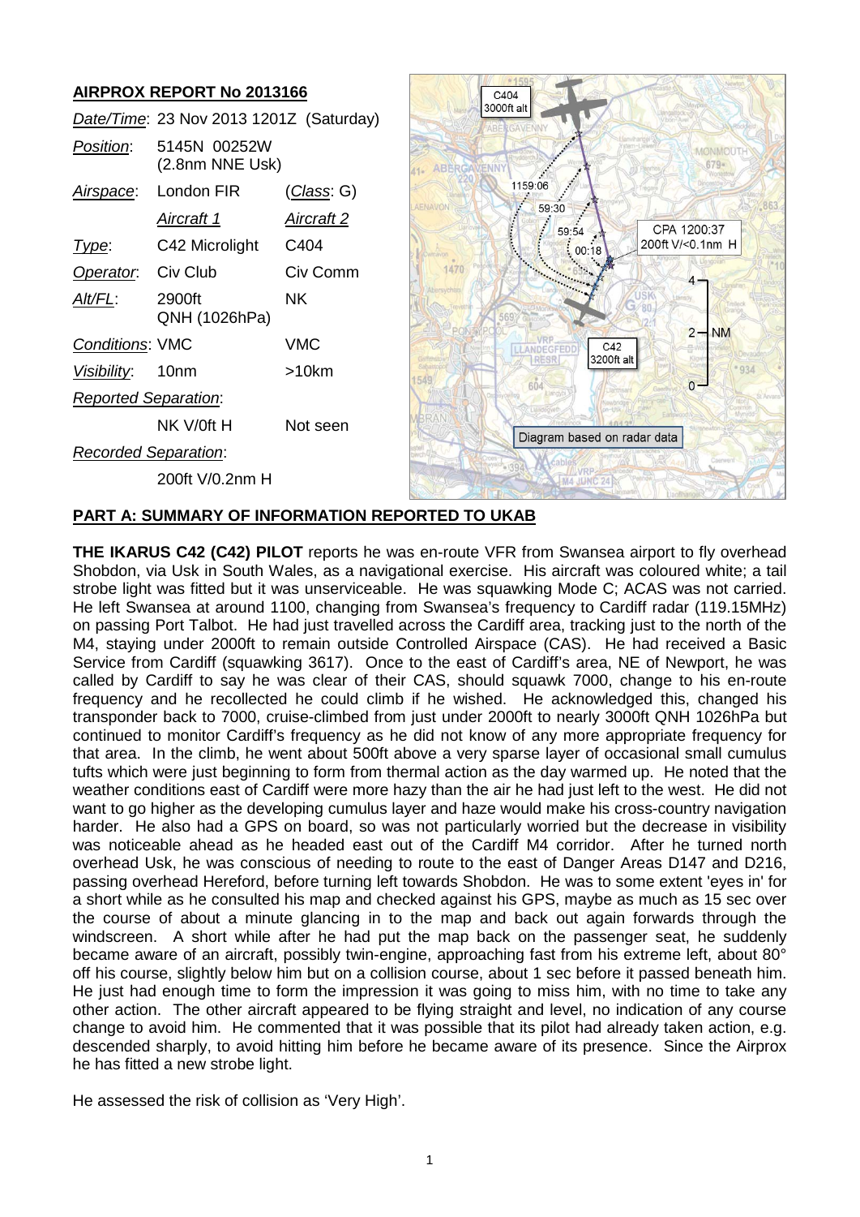## AIRPROX REPORT No 2013166

| | | |
|---|---|---|
| *Date/Time*: | 23 Nov 2013 1201Z (Saturday) | |
| *Position*: | 5145N 00252W (2.8nm NNE Usk) | |
| *Airspace*: | London FIR | (*Class*: G) |
| | *Aircraft 1* | *Aircraft 2* |
| *Type*: | C42 Microlight | C404 |
| *Operator*: | Civ Club | Civ Comm |
| *Alt/FL*: | 2900ft QNH (1026hPa) | NK |
| *Conditions*: | VMC | VMC |
| *Visibility*: | 10nm | >10km |
| *Reported Separation*: | | |
| | NK V/0ft H | Not seen |
| *Recorded Separation*: | | |
| | 200ft V/0.2nm H | |

C404 3000ft alt
1159:06
59:30
59:54
00:18
CPA 1200:37 200ft V/<0.1nm H
C42 3200ft alt
Diagram based on radar data

## PART A: SUMMARY OF INFORMATION REPORTED TO UKAB

**THE IKARUS C42 (C42) PILOT** reports he was en-route VFR from Swansea airport to fly overhead Shobdon, via Usk in South Wales, as a navigational exercise. His aircraft was coloured white; a tail strobe light was fitted but it was unserviceable. He was squawking Mode C; ACAS was not carried. He left Swansea at around 1100, changing from Swansea's frequency to Cardiff radar (119.15MHz) on passing Port Talbot. He had just travelled across the Cardiff area, tracking just to the north of the M4, staying under 2000ft to remain outside Controlled Airspace (CAS). He had received a Basic Service from Cardiff (squawking 3617). Once to the east of Cardiff's area, NE of Newport, he was called by Cardiff to say he was clear of their CAS, should squawk 7000, change to his en-route frequency and he recollected he could climb if he wished. He acknowledged this, changed his transponder back to 7000, cruise-climbed from just under 2000ft to nearly 3000ft QNH 1026hPa but continued to monitor Cardiff's frequency as he did not know of any more appropriate frequency for that area. In the climb, he went about 500ft above a very sparse layer of occasional small cumulus tufts which were just beginning to form from thermal action as the day warmed up. He noted that the weather conditions east of Cardiff were more hazy than the air he had just left to the west. He did not want to go higher as the developing cumulus layer and haze would make his cross-country navigation harder. He also had a GPS on board, so was not particularly worried but the decrease in visibility was noticeable ahead as he headed east out of the Cardiff M4 corridor. After he turned north overhead Usk, he was conscious of needing to route to the east of Danger Areas D147 and D216, passing overhead Hereford, before turning left towards Shobdon. He was to some extent 'eyes in' for a short while as he consulted his map and checked against his GPS, maybe as much as 15 sec over the course of about a minute glancing in to the map and back out again forwards through the windscreen. A short while after he had put the map back on the passenger seat, he suddenly became aware of an aircraft, possibly twin-engine, approaching fast from his extreme left, about 80° off his course, slightly below him but on a collision course, about 1 sec before it passed beneath him. He just had enough time to form the impression it was going to miss him, with no time to take any other action. The other aircraft appeared to be flying straight and level, no indication of any course change to avoid him. He commented that it was possible that its pilot had already taken action, e.g. descended sharply, to avoid hitting him before he became aware of its presence. Since the Airprox he has fitted a new strobe light.

He assessed the risk of collision as 'Very High'.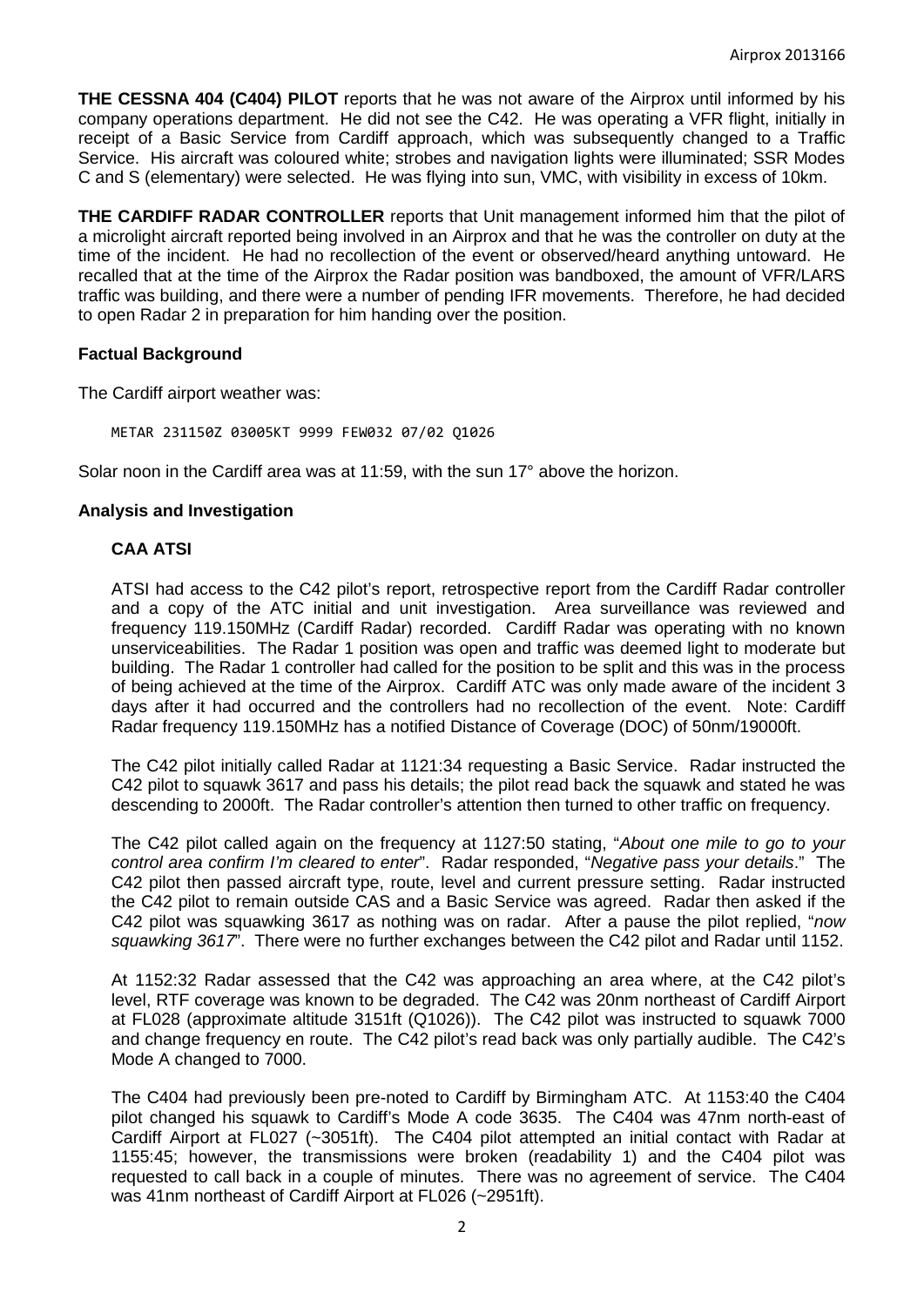**THE CESSNA 404 (C404) PILOT** reports that he was not aware of the Airprox until informed by his company operations department. He did not see the C42. He was operating a VFR flight, initially in receipt of a Basic Service from Cardiff approach, which was subsequently changed to a Traffic Service. His aircraft was coloured white; strobes and navigation lights were illuminated; SSR Modes C and S (elementary) were selected. He was flying into sun, VMC, with visibility in excess of 10km.

**THE CARDIFF RADAR CONTROLLER** reports that Unit management informed him that the pilot of a microlight aircraft reported being involved in an Airprox and that he was the controller on duty at the time of the incident. He had no recollection of the event or observed/heard anything untoward. He recalled that at the time of the Airprox the Radar position was bandboxed, the amount of VFR/LARS traffic was building, and there were a number of pending IFR movements. Therefore, he had decided to open Radar 2 in preparation for him handing over the position.

## Factual Background

The Cardiff airport weather was:

```
METAR 231150Z 03005KT 9999 FEW032 07/02 Q1026
```

Solar noon in the Cardiff area was at 11:59, with the sun 17° above the horizon.

## Analysis and Investigation

### CAA ATSI

ATSI had access to the C42 pilot's report, retrospective report from the Cardiff Radar controller and a copy of the ATC initial and unit investigation. Area surveillance was reviewed and frequency 119.150MHz (Cardiff Radar) recorded. Cardiff Radar was operating with no known unserviceabilities. The Radar 1 position was open and traffic was deemed light to moderate but building. The Radar 1 controller had called for the position to be split and this was in the process of being achieved at the time of the Airprox. Cardiff ATC was only made aware of the incident 3 days after it had occurred and the controllers had no recollection of the event. Note: Cardiff Radar frequency 119.150MHz has a notified Distance of Coverage (DOC) of 50nm/19000ft.

The C42 pilot initially called Radar at 1121:34 requesting a Basic Service. Radar instructed the C42 pilot to squawk 3617 and pass his details; the pilot read back the squawk and stated he was descending to 2000ft. The Radar controller's attention then turned to other traffic on frequency.

The C42 pilot called again on the frequency at 1127:50 stating, "*About one mile to go to your control area confirm I'm cleared to enter*". Radar responded, "*Negative pass your details*." The C42 pilot then passed aircraft type, route, level and current pressure setting. Radar instructed the C42 pilot to remain outside CAS and a Basic Service was agreed. Radar then asked if the C42 pilot was squawking 3617 as nothing was on radar. After a pause the pilot replied, "*now squawking 3617*". There were no further exchanges between the C42 pilot and Radar until 1152.

At 1152:32 Radar assessed that the C42 was approaching an area where, at the C42 pilot's level, RTF coverage was known to be degraded. The C42 was 20nm northeast of Cardiff Airport at FL028 (approximate altitude 3151ft (Q1026)). The C42 pilot was instructed to squawk 7000 and change frequency en route. The C42 pilot's read back was only partially audible. The C42's Mode A changed to 7000.

The C404 had previously been pre-noted to Cardiff by Birmingham ATC. At 1153:40 the C404 pilot changed his squawk to Cardiff's Mode A code 3635. The C404 was 47nm north-east of Cardiff Airport at FL027 (~3051ft). The C404 pilot attempted an initial contact with Radar at 1155:45; however, the transmissions were broken (readability 1) and the C404 pilot was requested to call back in a couple of minutes. There was no agreement of service. The C404 was 41nm northeast of Cardiff Airport at FL026 (~2951ft).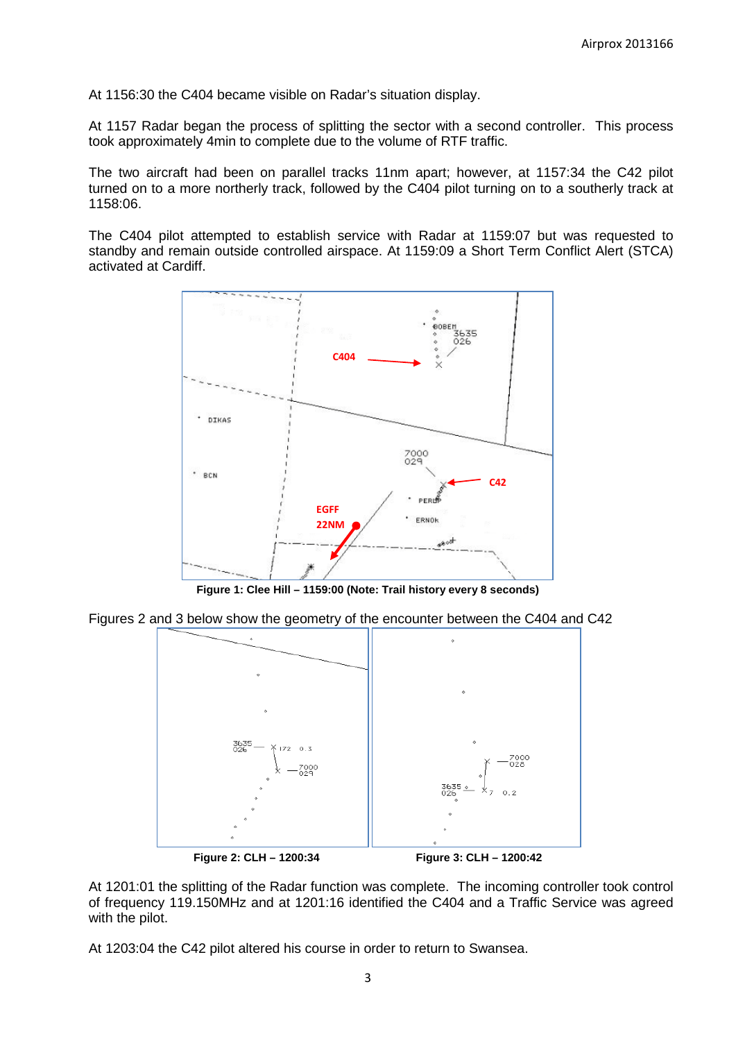At 1156:30 the C404 became visible on Radar's situation display.

At 1157 Radar began the process of splitting the sector with a second controller. This process took approximately 4min to complete due to the volume of RTF traffic.

The two aircraft had been on parallel tracks 11nm apart; however, at 1157:34 the C42 pilot turned on to a more northerly track, followed by the C404 pilot turning on to a southerly track at 1158:06.

The C404 pilot attempted to establish service with Radar at 1159:07 but was requested to standby and remain outside controlled airspace. At 1159:09 a Short Term Conflict Alert (STCA) activated at Cardiff.

**Figure 1: Clee Hill – 1159:00 (Note: Trail history every 8 seconds)**

Figures 2 and 3 below show the geometry of the encounter between the C404 and C42

**Figure 2: CLH – 1200:34**

**Figure 3: CLH – 1200:42**

At 1201:01 the splitting of the Radar function was complete. The incoming controller took control of frequency 119.150MHz and at 1201:16 identified the C404 and a Traffic Service was agreed with the pilot.

At 1203:04 the C42 pilot altered his course in order to return to Swansea.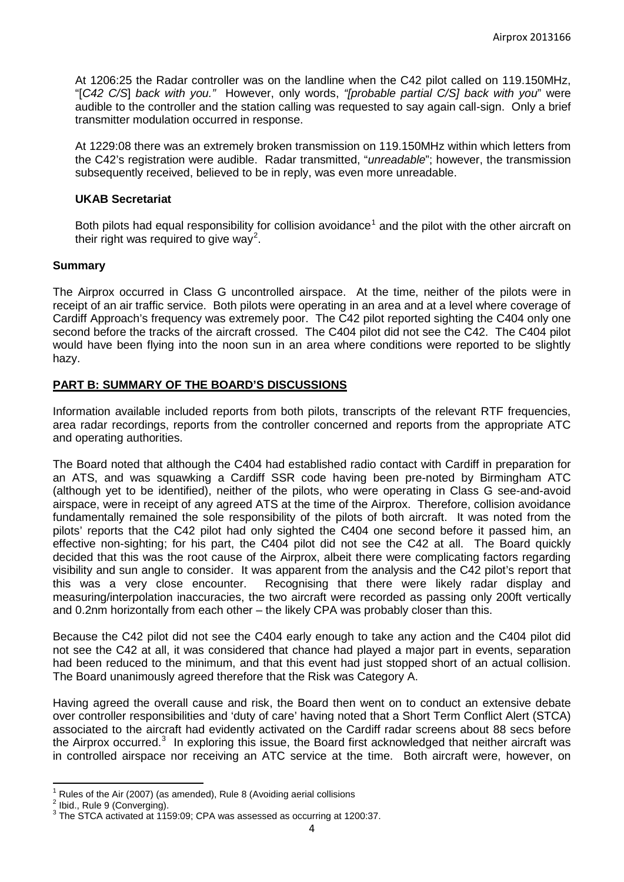At 1206:25 the Radar controller was on the landline when the C42 pilot called on 119.150MHz, "[*C42 C/S*] *back with you."* However, only words, *"[probable partial C/S] back with you*" were audible to the controller and the station calling was requested to say again call-sign. Only a brief transmitter modulation occurred in response.

At 1229:08 there was an extremely broken transmission on 119.150MHz within which letters from the C42's registration were audible. Radar transmitted, "*unreadable*"; however, the transmission subsequently received, believed to be in reply, was even more unreadable.

### UKAB Secretariat

Both pilots had equal responsibility for collision avoidance[1] and the pilot with the other aircraft on their right was required to give way[2].

### Summary

The Airprox occurred in Class G uncontrolled airspace. At the time, neither of the pilots were in receipt of an air traffic service. Both pilots were operating in an area and at a level where coverage of Cardiff Approach's frequency was extremely poor. The C42 pilot reported sighting the C404 only one second before the tracks of the aircraft crossed. The C404 pilot did not see the C42. The C404 pilot would have been flying into the noon sun in an area where conditions were reported to be slightly hazy.

## PART B: SUMMARY OF THE BOARD'S DISCUSSIONS

Information available included reports from both pilots, transcripts of the relevant RTF frequencies, area radar recordings, reports from the controller concerned and reports from the appropriate ATC and operating authorities.

The Board noted that although the C404 had established radio contact with Cardiff in preparation for an ATS, and was squawking a Cardiff SSR code having been pre-noted by Birmingham ATC (although yet to be identified), neither of the pilots, who were operating in Class G see-and-avoid airspace, were in receipt of any agreed ATS at the time of the Airprox. Therefore, collision avoidance fundamentally remained the sole responsibility of the pilots of both aircraft. It was noted from the pilots' reports that the C42 pilot had only sighted the C404 one second before it passed him, an effective non-sighting; for his part, the C404 pilot did not see the C42 at all. The Board quickly decided that this was the root cause of the Airprox, albeit there were complicating factors regarding visibility and sun angle to consider. It was apparent from the analysis and the C42 pilot's report that this was a very close encounter. Recognising that there were likely radar display and measuring/interpolation inaccuracies, the two aircraft were recorded as passing only 200ft vertically and 0.2nm horizontally from each other – the likely CPA was probably closer than this.

Because the C42 pilot did not see the C404 early enough to take any action and the C404 pilot did not see the C42 at all, it was considered that chance had played a major part in events, separation had been reduced to the minimum, and that this event had just stopped short of an actual collision. The Board unanimously agreed therefore that the Risk was Category A.

Having agreed the overall cause and risk, the Board then went on to conduct an extensive debate over controller responsibilities and 'duty of care' having noted that a Short Term Conflict Alert (STCA) associated to the aircraft had evidently activated on the Cardiff radar screens about 88 secs before the Airprox occurred.[3] In exploring this issue, the Board first acknowledged that neither aircraft was in controlled airspace nor receiving an ATC service at the time. Both aircraft were, however, on

---

[1] Rules of the Air (2007) (as amended), Rule 8 (Avoiding aerial collisions

[2] Ibid., Rule 9 (Converging).

[3] The STCA activated at 1159:09; CPA was assessed as occurring at 1200:37.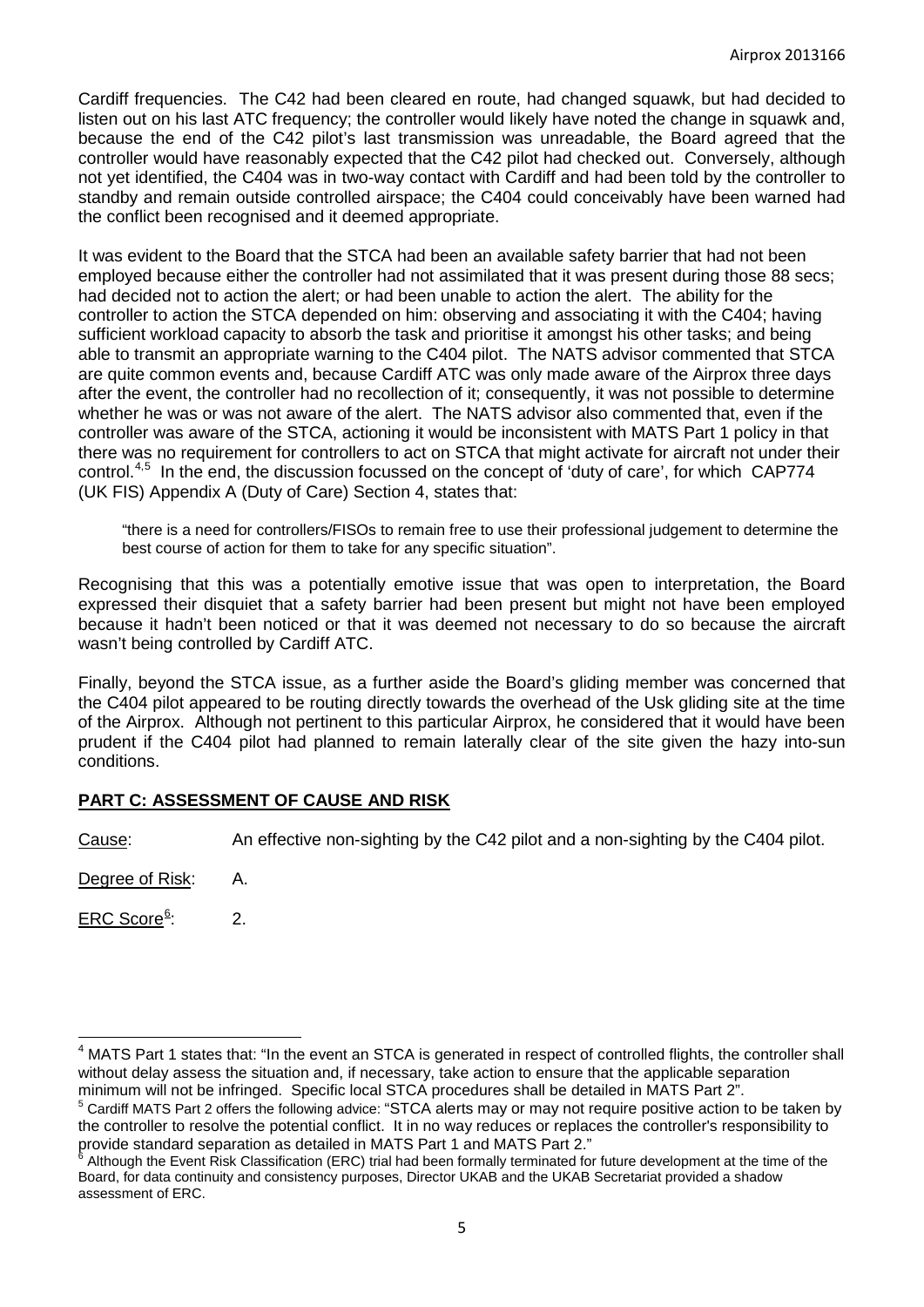Cardiff frequencies. The C42 had been cleared en route, had changed squawk, but had decided to listen out on his last ATC frequency; the controller would likely have noted the change in squawk and, because the end of the C42 pilot's last transmission was unreadable, the Board agreed that the controller would have reasonably expected that the C42 pilot had checked out. Conversely, although not yet identified, the C404 was in two-way contact with Cardiff and had been told by the controller to standby and remain outside controlled airspace; the C404 could conceivably have been warned had the conflict been recognised and it deemed appropriate.

It was evident to the Board that the STCA had been an available safety barrier that had not been employed because either the controller had not assimilated that it was present during those 88 secs; had decided not to action the alert; or had been unable to action the alert. The ability for the controller to action the STCA depended on him: observing and associating it with the C404; having sufficient workload capacity to absorb the task and prioritise it amongst his other tasks; and being able to transmit an appropriate warning to the C404 pilot. The NATS advisor commented that STCA are quite common events and, because Cardiff ATC was only made aware of the Airprox three days after the event, the controller had no recollection of it; consequently, it was not possible to determine whether he was or was not aware of the alert. The NATS advisor also commented that, even if the controller was aware of the STCA, actioning it would be inconsistent with MATS Part 1 policy in that there was no requirement for controllers to act on STCA that might activate for aircraft not under their control.[4,5] In the end, the discussion focussed on the concept of 'duty of care', for which CAP774 (UK FIS) Appendix A (Duty of Care) Section 4, states that:

> "there is a need for controllers/FISOs to remain free to use their professional judgement to determine the best course of action for them to take for any specific situation".

Recognising that this was a potentially emotive issue that was open to interpretation, the Board expressed their disquiet that a safety barrier had been present but might not have been employed because it hadn't been noticed or that it was deemed not necessary to do so because the aircraft wasn't being controlled by Cardiff ATC.

Finally, beyond the STCA issue, as a further aside the Board's gliding member was concerned that the C404 pilot appeared to be routing directly towards the overhead of the Usk gliding site at the time of the Airprox. Although not pertinent to this particular Airprox, he considered that it would have been prudent if the C404 pilot had planned to remain laterally clear of the site given the hazy into-sun conditions.

## PART C: ASSESSMENT OF CAUSE AND RISK

Cause: An effective non-sighting by the C42 pilot and a non-sighting by the C404 pilot.

Degree of Risk: A.

ERC Score[6]: 2.

---

[4] MATS Part 1 states that: "In the event an STCA is generated in respect of controlled flights, the controller shall without delay assess the situation and, if necessary, take action to ensure that the applicable separation minimum will not be infringed. Specific local STCA procedures shall be detailed in MATS Part 2".

[5] Cardiff MATS Part 2 offers the following advice: "STCA alerts may or may not require positive action to be taken by the controller to resolve the potential conflict. It in no way reduces or replaces the controller's responsibility to provide standard separation as detailed in MATS Part 1 and MATS Part 2."

[6] Although the Event Risk Classification (ERC) trial had been formally terminated for future development at the time of the Board, for data continuity and consistency purposes, Director UKAB and the UKAB Secretariat provided a shadow assessment of ERC.